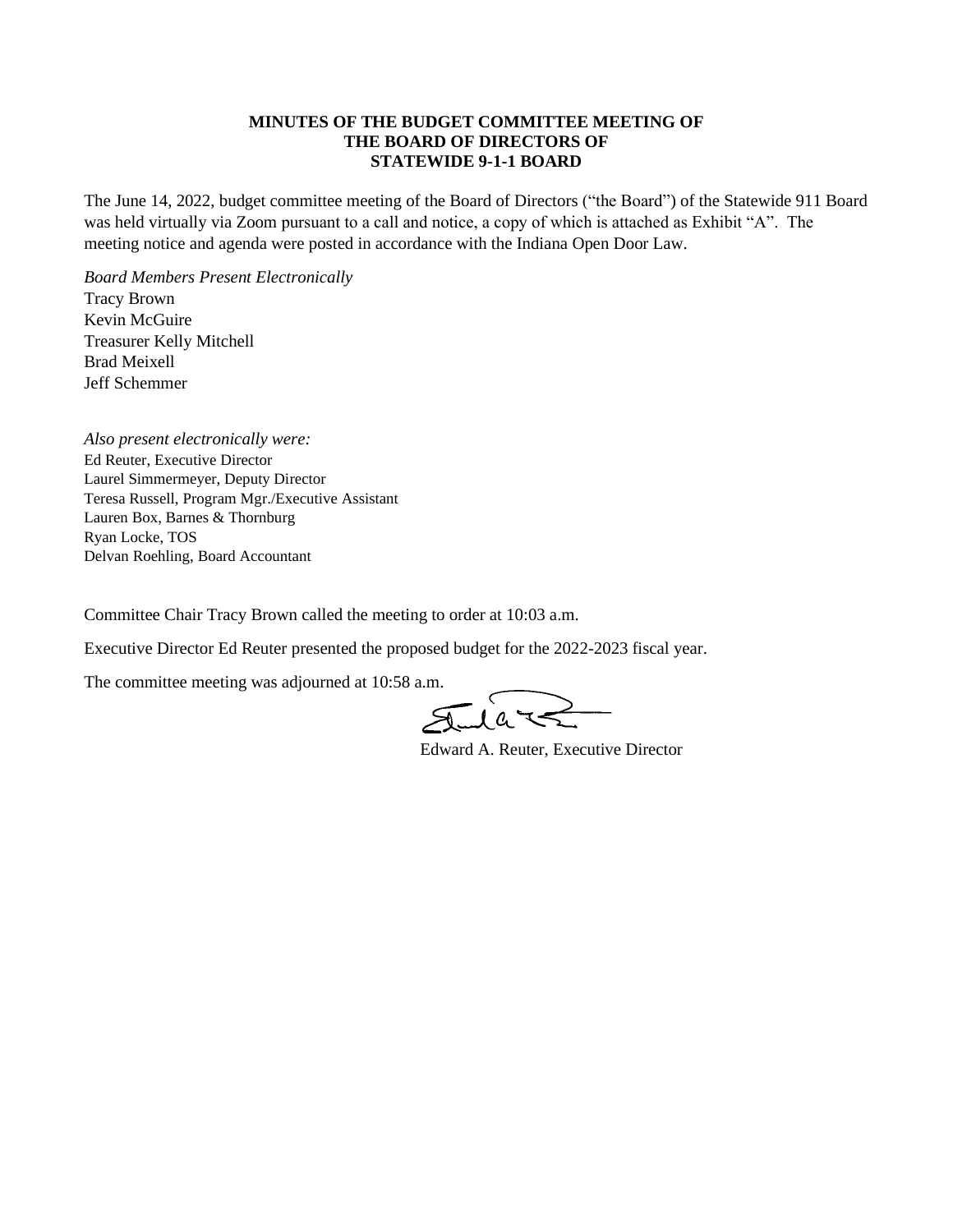**MINUTES OF THE BUDGET COMMITTEE MEETING OF**
**THE BOARD OF DIRECTORS OF**
**STATEWIDE 9-1-1 BOARD**

The June 14, 2022, budget committee meeting of the Board of Directors ("the Board") of the Statewide 911 Board was held virtually via Zoom pursuant to a call and notice, a copy of which is attached as Exhibit "A". The meeting notice and agenda were posted in accordance with the Indiana Open Door Law.

*Board Members Present Electronically*
Tracy Brown
Kevin McGuire
Treasurer Kelly Mitchell
Brad Meixell
Jeff Schemmer

*Also present electronically were:*
Ed Reuter, Executive Director
Laurel Simmermeyer, Deputy Director
Teresa Russell, Program Mgr./Executive Assistant
Lauren Box, Barnes & Thornburg
Ryan Locke, TOS
Delvan Roehling, Board Accountant

Committee Chair Tracy Brown called the meeting to order at 10:03 a.m.

Executive Director Ed Reuter presented the proposed budget for the 2022-2023 fiscal year.

The committee meeting was adjourned at 10:58 a.m.

Edward A. Reuter, Executive Director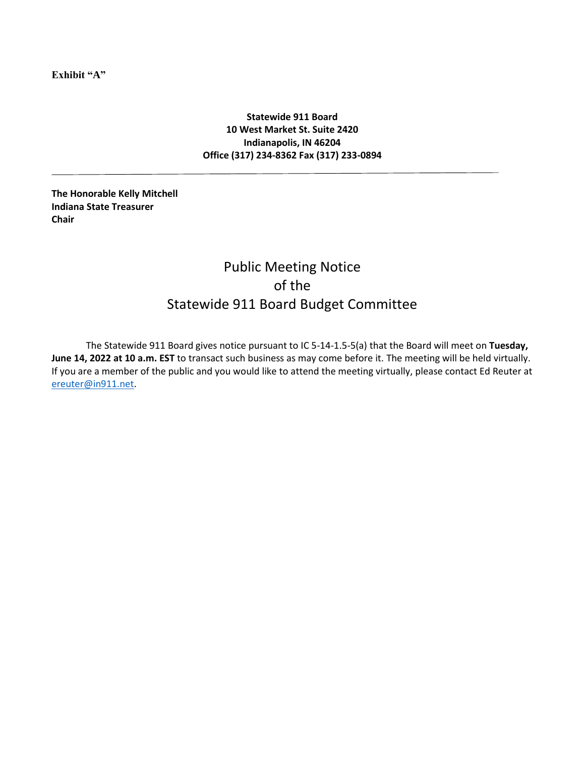**Exhibit "A"**

**Statewide 911 Board**
**10 West Market St. Suite 2420**
**Indianapolis, IN 46204**
**Office (317) 234-8362 Fax (317) 233-0894**

---

**The Honorable Kelly Mitchell**
**Indiana State Treasurer**
**Chair**

# Public Meeting Notice of the Statewide 911 Board Budget Committee

The Statewide 911 Board gives notice pursuant to IC 5-14-1.5-5(a) that the Board will meet on **Tuesday, June 14, 2022 at 10 a.m. EST** to transact such business as may come before it. The meeting will be held virtually. If you are a member of the public and you would like to attend the meeting virtually, please contact Ed Reuter at ereuter@in911.net.